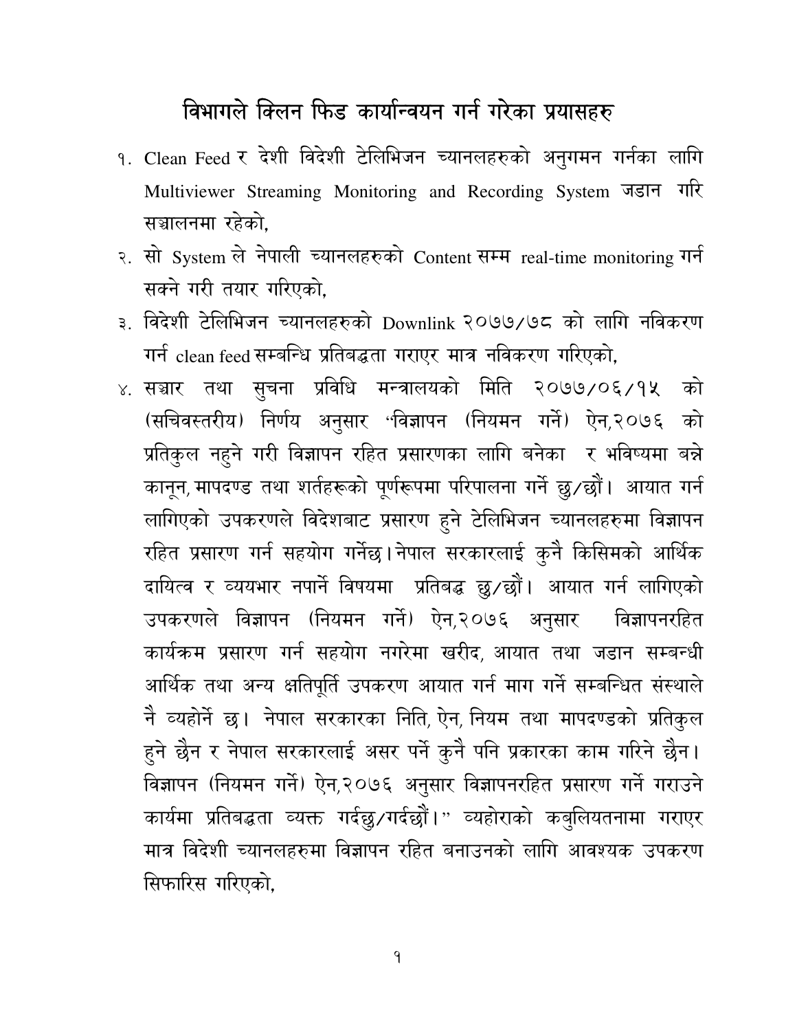# विभागले क्लिन फिड कार्यान्वयन गर्न गरेका प्रयासहरु

१. Clean Feed र देशी विदेशी टेलिभिजन च्यानलहरुको अनुगमन गर्नका लागि Multiviewer Streaming Monitoring and Recording System जडान गरि सञ्चालनमा रहेको,

२. सो System ले नेपाली च्यानलहरुको Content सम्म real-time monitoring गर्न सक्ने गरी तयार गरिएको,

३. विदेशी टेलिभिजन च्यानलहरुको Downlink २०७७/७८ को लागि नविकरण गर्न clean feed सम्बन्धि प्रतिबद्धता गराएर मात्र नविकरण गरिएको,

४. सञ्चार तथा सुचना प्रविधि मन्त्रालयको मिति २०७७/०६/१५ को (सचिवस्तरीय) निर्णय अनुसार "विज्ञापन (नियमन गर्ने) ऐन,२०७६ को प्रतिकुल नहुने गरी विज्ञापन रहित प्रसारणका लागि बनेका र भविष्यमा बन्ने कानून, मापदण्ड तथा शर्तहरूको पूर्णरूपमा परिपालना गर्ने छु/छौं। आयात गर्न लागिएको उपकरणले विदेशबाट प्रसारण हुने टेलिभिजन च्यानलहरुमा विज्ञापन रहित प्रसारण गर्न सहयोग गर्नेछ। नेपाल सरकारलाई कुनै किसिमको आर्थिक दायित्व र व्ययभार नपार्ने विषयमा प्रतिबद्ध छु/छौं। आयात गर्न लागिएको उपकरणले विज्ञापन (नियमन गर्ने) ऐन,२०७६ अनुसार विज्ञापनरहित कार्यक्रम प्रसारण गर्न सहयोग नगरेमा खरीद, आयात तथा जडान सम्बन्धी आर्थिक तथा अन्य क्षतिपूर्ति उपकरण आयात गर्न माग गर्ने सम्बन्धित संस्थाले नै व्यहोर्ने छ। नेपाल सरकारका निति, ऐन, नियम तथा मापदण्डको प्रतिकुल हुने छैन र नेपाल सरकारलाई असर पर्ने कुनै पनि प्रकारका काम गरिने छैन। विज्ञापन (नियमन गर्ने) ऐन,२०७६ अनुसार विज्ञापनरहित प्रसारण गर्ने गराउने कार्यमा प्रतिबद्धता व्यक्त गर्दछु/गर्दछौं।" व्यहोराको कबुलियतनामा गराएर मात्र विदेशी च्यानलहरुमा विज्ञापन रहित बनाउनको लागि आवश्यक उपकरण सिफारिस गरिएको,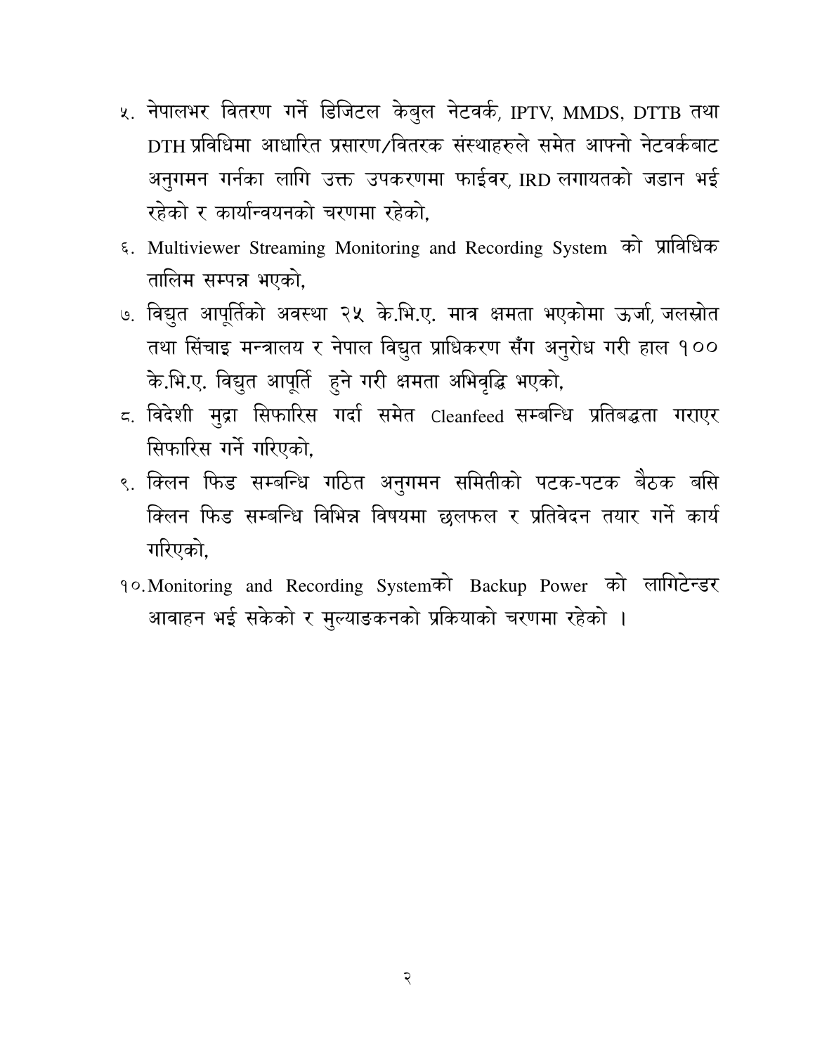५. नेपालभर वितरण गर्ने डिजिटल केबुल नेटवर्क, IPTV, MMDS, DTTB तथा DTH प्रविधिमा आधारित प्रसारण/वितरक संस्थाहरुले समेत आफ्नो नेटवर्कबाट अनुगमन गर्नका लागि उक्त उपकरणमा फाईवर, IRD लगायतको जडान भई रहेको र कार्यान्वयनको चरणमा रहेको,

६. Multiviewer Streaming Monitoring and Recording System को प्राविधिक तालिम सम्पन्न भएको,

७. विद्युत आपूर्तिको अवस्था २५ के.भि.ए. मात्र क्षमता भएकोमा ऊर्जा, जलस्रोत तथा सिंचाइ मन्त्रालय र नेपाल विद्युत प्राधिकरण सँग अनुरोध गरी हाल १०० के.भि.ए. विद्युत आपूर्ति हुने गरी क्षमता अभिवृद्धि भएको,

८. विदेशी मुद्रा सिफारिस गर्दा समेत Cleanfeed सम्बन्धि प्रतिबद्धता गराएर सिफारिस गर्ने गरिएको,

९. क्लिन फिड सम्बन्धि गठित अनुगमन समितीको पटक-पटक बैठक बसि क्लिन फिड सम्बन्धि विभिन्न विषयमा छलफल र प्रतिवेदन तयार गर्ने कार्य गरिएको,

१०. Monitoring and Recording Systemको Backup Power को लागिटेन्डर आवाहन भई सकेको र मुल्याङकनको प्रकियाको चरणमा रहेको ।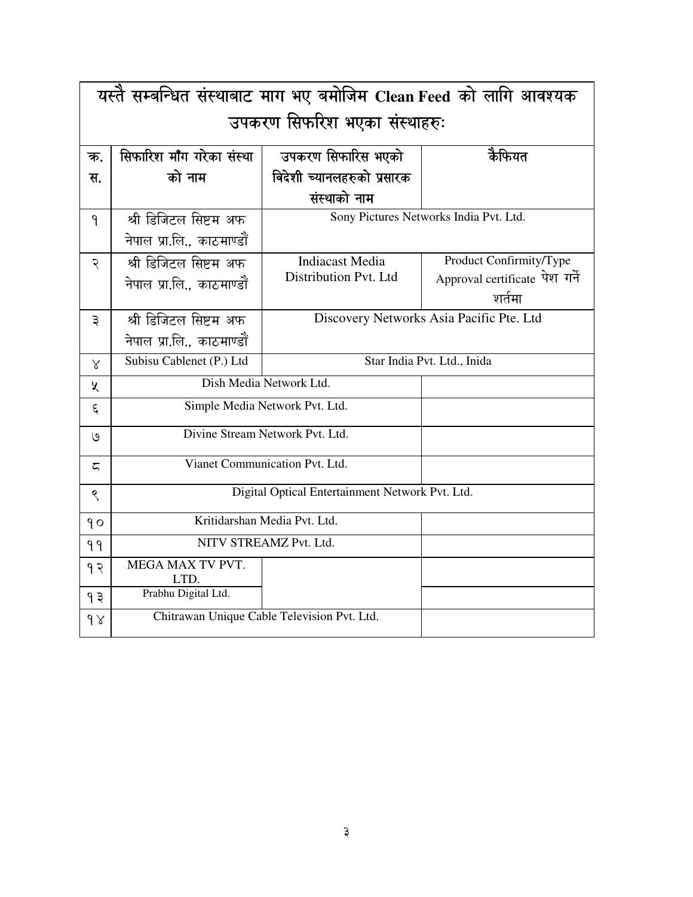**यस्तै सम्बन्धित संस्थाबाट माग भए बमोजिम Clean Feed को लागि आवश्यक उपकरण सिफरिश भएका संस्थाहरुः**

| क्र.स. | सिफारिश माँग गरेका संस्था को नाम | उपकरण सिफारिस भएको विदेशी च्यानलहरुको प्रसारक संस्थाको नाम | कैफियत |
|---|---|---|---|
| १ | श्री डिजिटल सिष्टम अफ नेपाल प्रा.लि., काठमाण्डौं | Sony Pictures Networks India Pvt. Ltd. | |
| २ | श्री डिजिटल सिष्टम अफ नेपाल प्रा.लि., काठमाण्डौं | Indiacast Media Distribution Pvt. Ltd | Product Confirmity/Type Approval certificate पेश गर्ने शर्तमा |
| ३ | श्री डिजिटल सिष्टम अफ नेपाल प्रा.लि., काठमाण्डौं | Discovery Networks Asia Pacific Pte. Ltd | |
| ४ | Subisu Cablenet (P.) Ltd | Star India Pvt. Ltd., Inida | |
| ५ | Dish Media Network Ltd. | | |
| ६ | Simple Media Network Pvt. Ltd. | | |
| ७ | Divine Stream Network Pvt. Ltd. | | |
| ८ | Vianet Communication Pvt. Ltd. | | |
| ९ | Digital Optical Entertainment Network Pvt. Ltd. | | |
| १० | Kritidarshan Media Pvt. Ltd. | | |
| ११ | NITV STREAMZ Pvt. Ltd. | | |
| १२ | MEGA MAX TV PVT. LTD. | | |
| १३ | Prabhu Digital Ltd. | | |
| १४ | Chitrawan Unique Cable Television Pvt. Ltd. | | |